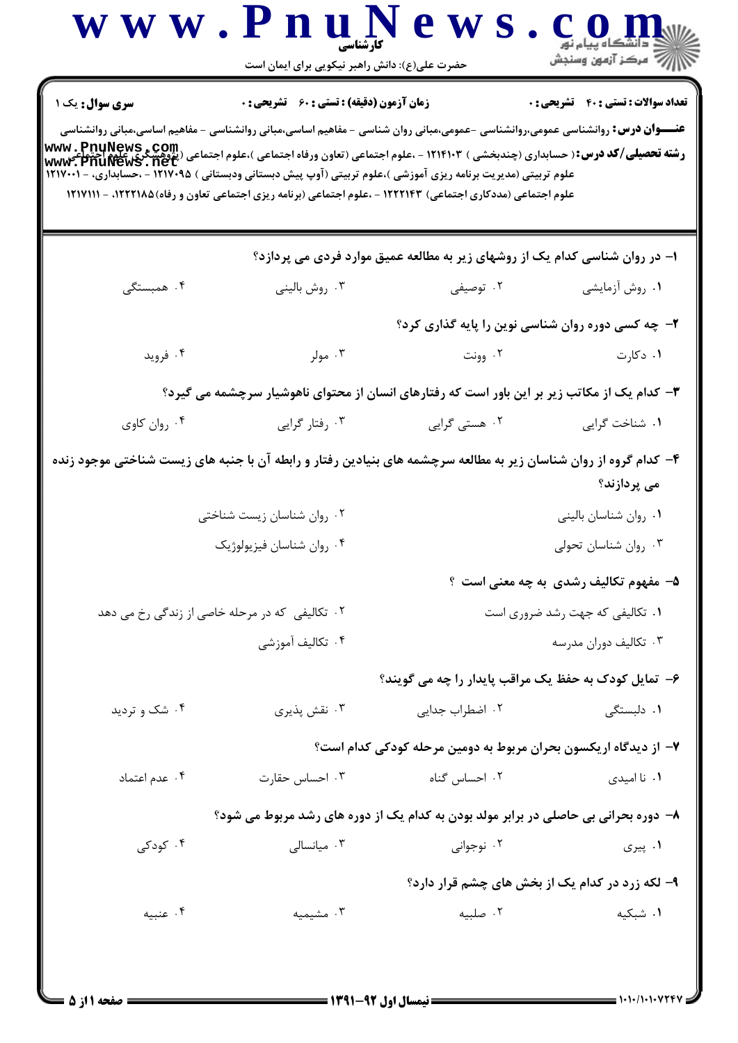کارشناسی

حضرت علی(ع): دانش راهبر نیکویی برای ایمان است

**سری سوال:** یک ۱ | **زمان آزمون (دقیقه) : تستی : ۶۰ تشریحی : ۰** | **تعداد سوالات : تستی : ۴۰ تشریحی : ۰**

**عنـــوان درس:** روانشناسی عمومی،روانشناسی -عمومی،مبانی روان شناسی - مفاهیم اساسی،مبانی روانشناسی - مفاهیم اساسی،مبانی روانشناسی

**رشته تحصیلی/کد درس:** ( حسابداری (چندبخشی ) ۱۲۱۴۱۰۳ - ،علوم اجتماعی (تعاون ورفاه اجتماعی )،علوم اجتماعی (پژوهشگری علوم اجتماعی علوم تربیتی (مدیریت برنامه ریزی آموزشی )،علوم تربیتی (آوپ پیش دبستانی ودبستانی ) ۱۲۱۷۰۹۵ - ،حسابداری، - ۱۲۱۷۰۰۱ علوم اجتماعی (مددکاری اجتماعی) ۱۲۲۲۱۴۳ - ،علوم اجتماعی (برنامه ریزی اجتماعی تعاون و رفاه)۱۲۲۲۱۸۵، - ۱۲۱۷۱۱۱

**۱- در روان شناسی کدام یک از روشهای زیر به مطالعه عمیق موارد فردی می پردازد؟**

۱. روش آزمایشی
۲. توصیفی
۳. روش بالینی
۴. همبستگی

**۲- چه کسی دوره روان شناسی نوین را پایه گذاری کرد؟**

۱. دکارت
۲. وونت
۳. مولر
۴. فروید

**۳- کدام یک از مکاتب زیر بر این باور است که رفتارهای انسان از محتوای ناهوشیار سرچشمه می گیرد؟**

۱. شناخت گرایی
۲. هستی گرایی
۳. رفتار گرایی
۴. روان کاوی

**۴- کدام گروه از روان شناسان زیر به مطالعه سرچشمه های بنیادین رفتار و رابطه آن با جنبه های زیست شناختی موجود زنده می پردازند؟**

۱. روان شناسان بالینی
۲. روان شناسان زیست شناختی
۳. روان شناسان تحولی
۴. روان شناسان فیزیولوژیک

**۵- مفهوم تکالیف رشدی به چه معنی است ؟**

۱. تکالیفی که جهت رشد ضروری است
۲. تکالیفی که در مرحله خاصی از زندگی رخ می دهد
۳. تکالیف دوران مدرسه
۴. تکالیف آموزشی

**۶- تمایل کودک به حفظ یک مراقب پایدار را چه می گویند؟**

۱. دلبستگی
۲. اضطراب جدایی
۳. نقش پذیری
۴. شک و تردید

**۷- از دیدگاه اریکسون بحران مربوط به دومین مرحله کودکی کدام است؟**

۱. نا امیدی
۲. احساس گناه
۳. احساس حقارت
۴. عدم اعتماد

**۸- دوره بحرانی بی حاصلی در برابر مولد بودن به کدام یک از دوره های رشد مربوط می شود؟**

۱. پیری
۲. نوجوانی
۳. میانسالی
۴. کودکی

**۹- لکه زرد در کدام یک از بخش های چشم قرار دارد؟**

۱. شبکیه
۲. صلبیه
۳. مشیمیه
۴. عنبیه

نیمسال اول ۹۲-۱۳۹۱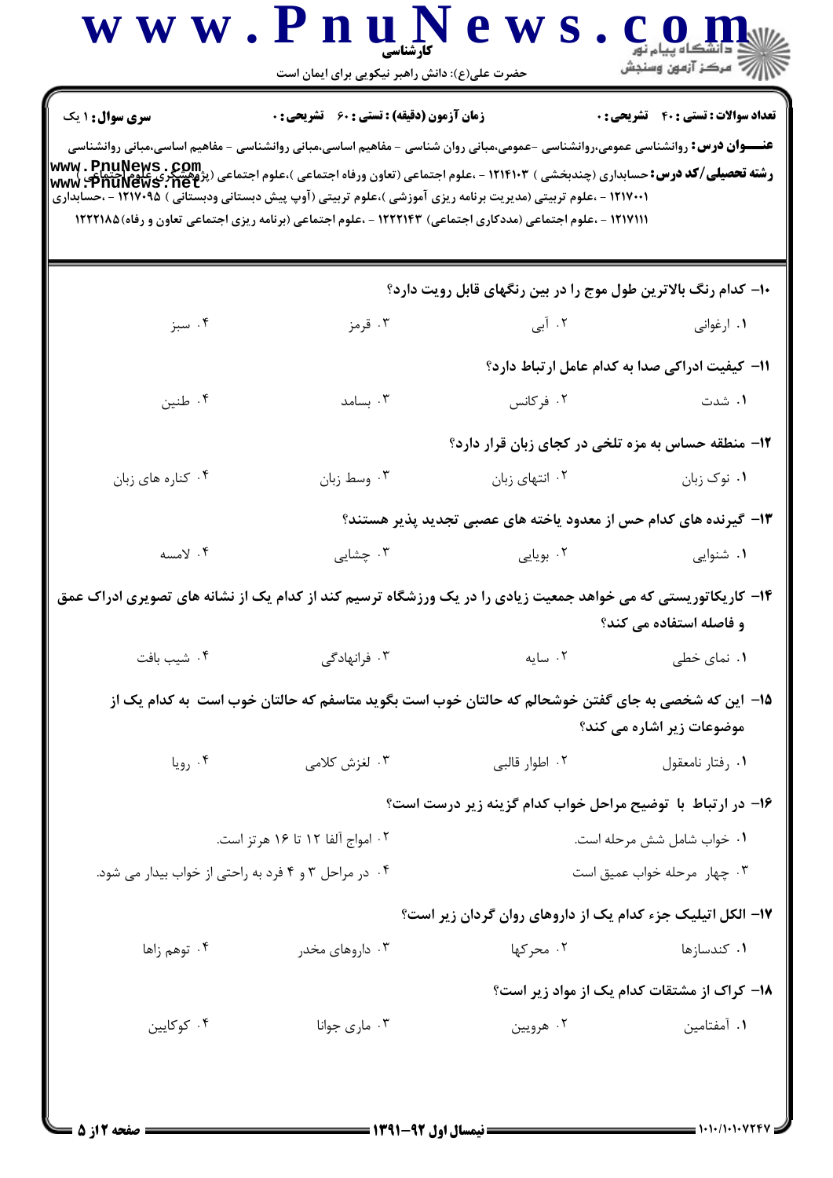**سری سوال:** ۱ یک | **زمان آزمون (دقیقه) : تستی : ۶۰ تشریحی : ۰** | **تعداد سوالات : تستی : ۴۰ تشریحی : ۰**

**عنـــوان درس:** روانشناسی عمومی،روانشناسی -عمومی،مبانی روان شناسی - مفاهیم اساسی،مبانی روانشناسی - مفاهیم اساسی،مبانی روانشناسی

**رشته تحصیلی/کد درس:** حسابداری (چندبخشی ) ۱۲۱۴۱۰۳ - ،علوم اجتماعی (تعاون ورفاه اجتماعی )،علوم اجتماعی (پژوهشگری علوم اجتماعی ) ۱۲۱۷۰۰۱ - ،علوم تربیتی (مدیریت برنامه ریزی آموزشی )،علوم تربیتی (آوپ پیش دبستانی ودبستانی ) ۱۲۱۷۰۹۵ - ،حسابداری ۱۲۱۷۱۱۱ - ،علوم اجتماعی (مددکاری اجتماعی) ۱۲۲۲۱۴۳ - ،علوم اجتماعی (برنامه ریزی اجتماعی تعاون و رفاه)۱۲۲۲۱۸۵

۱۰- کدام رنگ بالاترین طول موج را در بین رنگهای قابل رویت دارد؟

۱. ارغوانی
۲. آبی
۳. قرمز
۴. سبز

۱۱- کیفیت ادراکی صدا به کدام عامل ارتباط دارد؟

۱. شدت
۲. فرکانس
۳. بسامد
۴. طنین

۱۲- منطقه حساس به مزه تلخی در کجای زبان قرار دارد؟

۱. نوک زبان
۲. انتهای زبان
۳. وسط زبان
۴. کناره های زبان

۱۳- گیرنده های کدام حس از معدود یاخته های عصبی تجدید پذیر هستند؟

۱. شنوایی
۲. بویایی
۳. چشایی
۴. لامسه

۱۴- کاریکاتوریستی که می خواهد جمعیت زیادی را در یک ورزشگاه ترسیم کند از کدام یک از نشانه های تصویری ادراک عمق و فاصله استفاده می کند؟

۱. نمای خطی
۲. سایه
۳. فرانهادگی
۴. شیب بافت

۱۵- این که شخصی به جای گفتن خوشحالم که حالتان خوب است بگوید متاسفم که حالتان خوب است به کدام یک از موضوعات زیر اشاره می کند؟

۱. رفتار نامعقول
۲. اطوار قالبی
۳. لغزش کلامی
۴. رویا

۱۶- در ارتباط با توضیح مراحل خواب کدام گزینه زیر درست است؟

۱. خواب شامل شش مرحله است.
۲. امواج آلفا ۱۲ تا ۱۶ هرتز است.
۳. چهار مرحله خواب عمیق است
۴. در مراحل ۳ و ۴ فرد به راحتی از خواب بیدار می شود.

۱۷- الکل اتیلیک جزء کدام یک از داروهای روان گردان زیر است؟

۱. کندسازها
۲. محرکها
۳. داروهای مخدر
۴. توهم زاها

۱۸- کراک از مشتقات کدام یک از مواد زیر است؟

۱. آمفتامین
۲. هرویین
۳. ماری جوانا
۴. کوکایین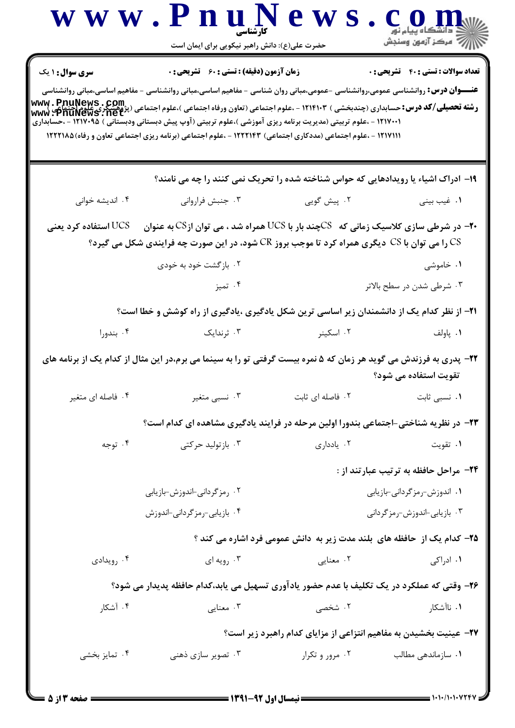**سری سوال:** ۱ یک

**زمان آزمون (دقیقه) : تستی : ۶۰ تشریحی : ۰**

**تعداد سوالات : تستی : ۴۰ تشریحی : ۰**

**عنـــوان درس:** روانشناسی عمومی،روانشناسی -عمومی،مبانی روان شناسی - مفاهیم اساسی،مبانی روانشناسی - مفاهیم اساسی،مبانی روانشناسی

**رشته تحصیلی/کد درس:** حسابداری (چندبخشی ) ۱۲۱۴۱۰۳ - ،علوم اجتماعی (تعاون ورفاه اجتماعی )،علوم اجتماعی (پژوهشگری علوم اجتماعی ) ۱۲۱۷۰۰۱ - ،علوم تربیتی (مدیریت برنامه ریزی آموزشی )،علوم تربیتی (آوپ پیش دبستانی ودبستانی ) ۱۲۱۷۰۹۵ - ،حسابداری ۱۲۱۷۱۱۱ - ،علوم اجتماعی (مددکاری اجتماعی) ۱۲۲۲۱۴۳ - ،علوم اجتماعی (برنامه ریزی اجتماعی تعاون و رفاه) ۱۲۲۲۱۸۵

۱۹- ادراک اشیاء یا رویدادهایی که حواس شناخته شده را تحریک نمی کنند را چه می نامند؟

۱. غیب بینی
۲. پیش گویی
۳. جنبش فراروانی
۴. اندیشه خوانی

۲۰- در شرطی سازی کلاسیک زمانی که CS چند بار با UCS همراه شد ، می توان از CS به عنوان UCS استفاده کرد یعنی CS را می توان با CS دیگری همراه کرد تا موجب بروز CR شود، در این صورت چه فرایندی شکل می گیرد؟

۱. خاموشی
۲. بازگشت خود به خودی
۳. شرطی شدن در سطح بالاتر
۴. تمیز

۲۱- از نظر کدام یک از دانشمندان زیر اساسی ترین شکل یادگیری ،یادگیری از راه کوشش و خطا است؟

۱. پاولف
۲. اسکینر
۳. ثرندایک
۴. بندورا

۲۲- پدری به فرزندش می گوید هر زمان که ۵ نمره بیست گرفتی تو را به سینما می برم،در این مثال از کدام یک از برنامه های تقویت استفاده می شود؟

۱. نسبی ثابت
۲. فاصله ای ثابت
۳. نسبی متغیر
۴. فاصله ای متغیر

۲۳- در نظریه شناختی-اجتماعی بندورا اولین مرحله در فرایند یادگیری مشاهده ای کدام است؟

۱. تقویت
۲. یادداری
۳. بازتولید حرکتی
۴. توجه

۲۴- مراحل حافظه به ترتیب عبارتند از :

۱. اندوزش-رمزگردانی-بازیابی
۲. رمزگردانی-اندوزش-بازیابی
۳. بازیابی-اندوزش-رمزگردانی
۴. بازیابی-رمزگردانی-اندوزش

۲۵- کدام یک از حافظه های بلند مدت زیر به دانش عمومی فرد اشاره می کند ؟

۱. ادراکی
۲. معنایی
۳. رویه ای
۴. رویدادی

۲۶- وقتی که عملکرد در یک تکلیف با عدم حضور یادآوری تسهیل می یابد،کدام حافظه پدیدار می شود؟

۱. ناآشکار
۲. شخصی
۳. معنایی
۴. آشکار

۲۷- عینیت بخشیدن به مفاهیم انتزاعی از مزایای کدام راهبرد زیر است؟

۱. سازماندهی مطالب
۲. مرور و تکرار
۳. تصویر سازی ذهنی
۴. تمایز بخشی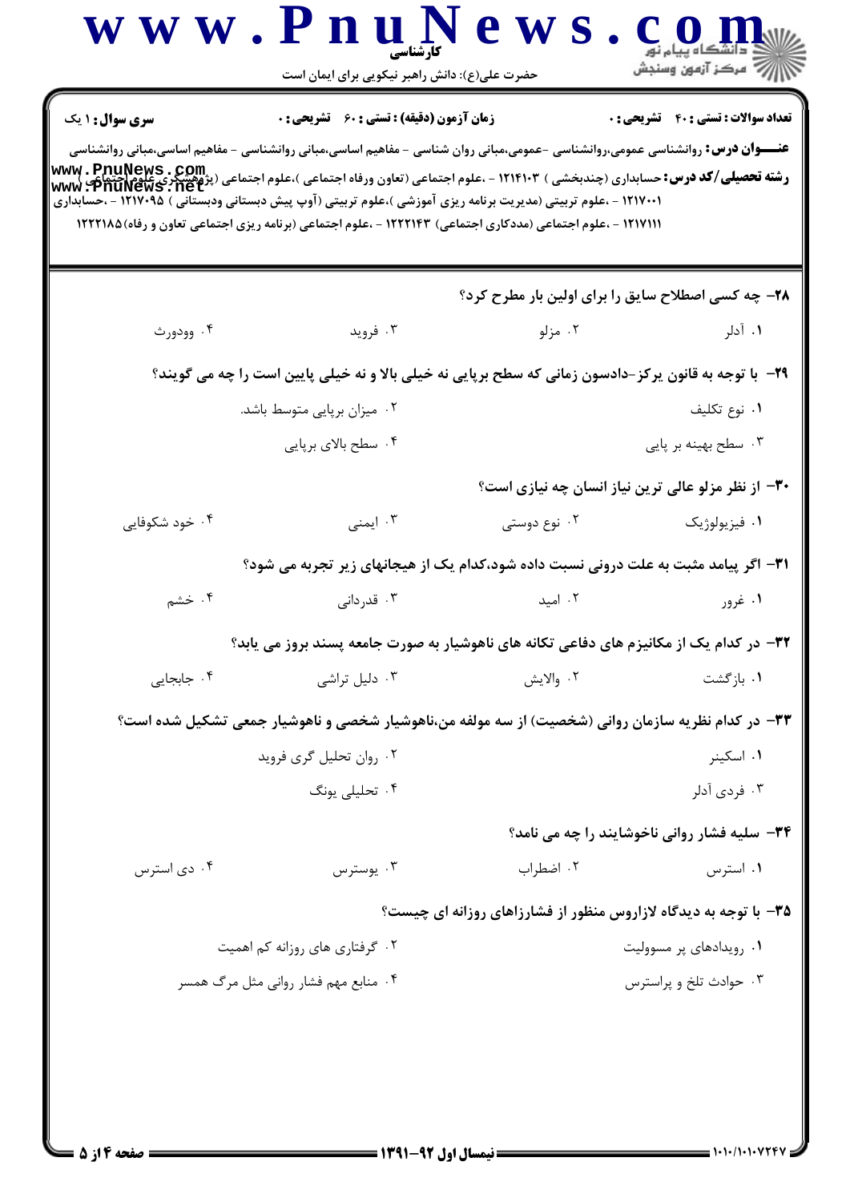**سری سوال:** ۱ یک | **زمان آزمون (دقیقه) : تستی :** ۶۰ **تشریحی :** ۰ | **تعداد سوالات : تستی :** ۴۰ **تشریحی :** ۰

**عنـــوان درس:** روانشناسی عمومی،روانشناسی -عمومی،مبانی روان شناسی - مفاهیم اساسی،مبانی روانشناسی،مبانی روانشناسی - مفاهیم اساسی،مبانی روانشناسی

**رشته تحصیلی/کد درس:** حسابداری (چندبخشی ) ۱۲۱۴۱۰۳ - ،علوم اجتماعی (تعاون ورفاه اجتماعی )،علوم اجتماعی (پژوهشگری علوم اجتماعی ) ۱۲۱۷۰۰۱ - ،علوم تربیتی (مدیریت برنامه ریزی آموزشی )،علوم تربیتی (آوپ پیش دبستانی ودبستانی ) ۱۲۱۷۰۹۵ - ،حسابداری ۱۲۱۷۱۱۱ - ،علوم اجتماعی (مددکاری اجتماعی) ۱۲۲۲۱۴۳ - ،علوم اجتماعی (برنامه ریزی اجتماعی تعاون و رفاه)۱۲۲۲۱۸۵

**۲۸-** چه کسی اصطلاح سایق را برای اولین بار مطرح کرد؟

۱. آدلر
۲. مزلو
۳. فروید
۴. وودورث

**۲۹-** با توجه به قانون یرکز-دادسون زمانی که سطح برپایی نه خیلی بالا و نه خیلی پایین است را چه می گویند؟

۱. نوع تکلیف
۲. میزان برپایی متوسط باشد.
۳. سطح بهینه بر پایی
۴. سطح بالای برپایی

**۳۰-** از نظر مزلو عالی ترین نیاز انسان چه نیازی است؟

۱. فیزیولوژیک
۲. نوع دوستی
۳. ایمنی
۴. خود شکوفایی

**۳۱-** اگر پیامد مثبت به علت درونی نسبت داده شود،کدام یک از هیجانهای زیر تجربه می شود؟

۱. غرور
۲. امید
۳. قدردانی
۴. خشم

**۳۲-** در کدام یک از مکانیزم های دفاعی تکانه های ناهوشیار به صورت جامعه پسند بروز می یابد؟

۱. بازگشت
۲. والایش
۳. دلیل تراشی
۴. جابجایی

**۳۳-** در کدام نظریه سازمان روانی (شخصیت) از سه مولفه من،ناهوشیار شخصی و ناهوشیار جمعی تشکیل شده است؟

۱. اسکینر
۲. روان تحلیل گری فروید
۳. فردی آدلر
۴. تحلیلی یونگ

**۳۴-** سلیه فشار روانی ناخوشایند را چه می نامد؟

۱. استرس
۲. اضطراب
۳. یوسترس
۴. دی استرس

**۳۵-** با توجه به دیدگاه لازاروس منظور از فشارزاهای روزانه ای چیست؟

۱. رویدادهای پر مسوولیت
۲. گرفتاری های روزانه کم اهمیت
۳. حوادث تلخ و پراسترس
۴. منابع مهم فشار روانی مثل مرگ همسر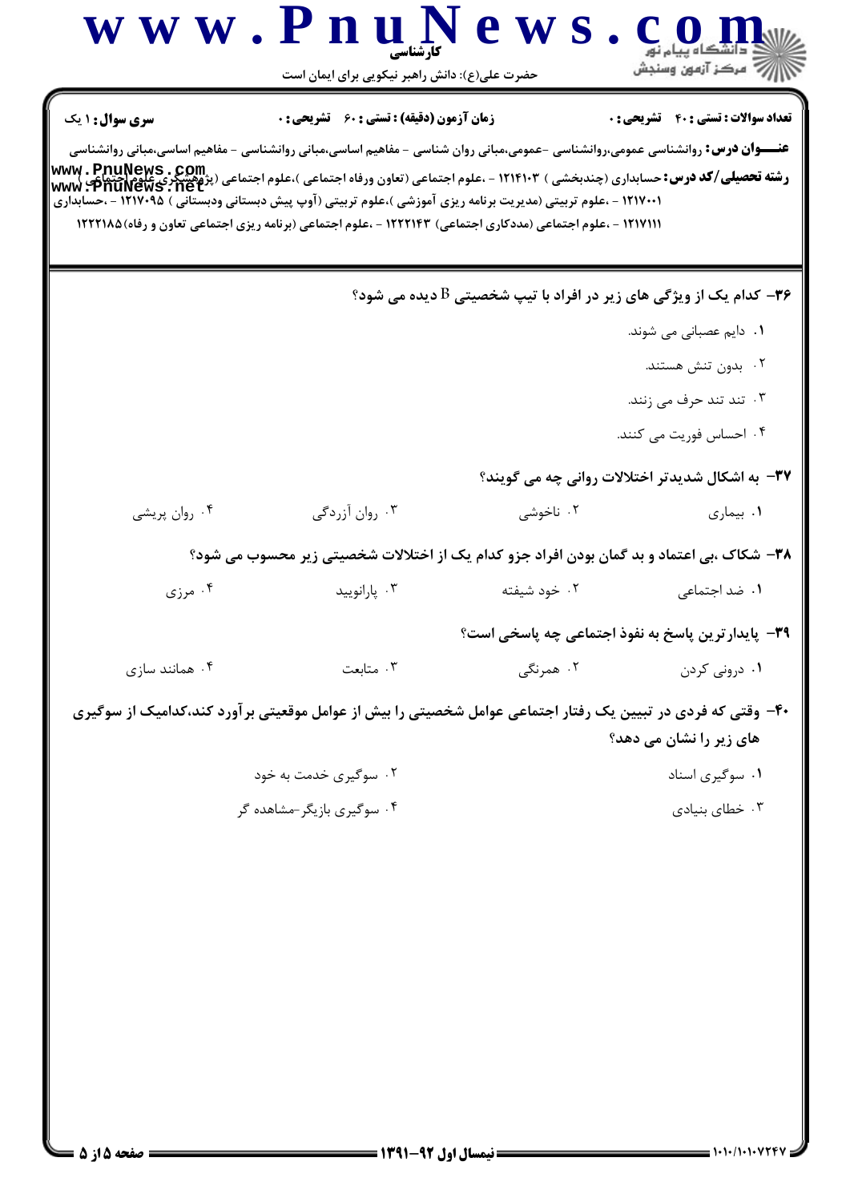**سری سوال:** ۱ یک

**زمان آزمون (دقیقه) : تستی : ۶۰ تشریحی : ۰**

**تعداد سوالات : تستی : ۴۰ تشریحی : ۰**

**عنـــوان درس:** روانشناسی عمومی،روانشناسی -عمومی،مبانی روان شناسی - مفاهیم اساسی،مبانی روانشناسی - مفاهیم اساسی،مبانی روانشناسی

**رشته تحصیلی/کد درس:** حسابداری (چندبخشی ) ۱۲۱۴۱۰۳ - ،علوم اجتماعی (تعاون ورفاه اجتماعی )،علوم اجتماعی (پژوهشگری علوم اجتماعی ) ۱۲۱۷۰۰۱ - ،علوم تربیتی (مدیریت برنامه ریزی آموزشی )،علوم تربیتی (آوپ پیش دبستانی ودبستانی ) ۱۲۱۷۰۹۵ - ،حسابداری ۱۲۱۷۱۱۱ - ،علوم اجتماعی (مددکاری اجتماعی) ۱۲۲۲۱۴۳ - ،علوم اجتماعی (برنامه ریزی اجتماعی تعاون و رفاه)۱۲۲۲۱۸۵

**۳۶- کدام یک از ویژگی های زیر در افراد با تیپ شخصیتی B دیده می شود؟**

۱. دایم عصبانی می شوند.

۲. بدون تنش هستند.

۳. تند تند حرف می زنند.

۴. احساس فوریت می کنند.

**۳۷- به اشکال شدیدتر اختلالات روانی چه می گویند؟**

۱. بیماری ۲. ناخوشی ۳. روان آزردگی ۴. روان پریشی

**۳۸- شکاک ،بی اعتماد و بد گمان بودن افراد جزو کدام یک از اختلالات شخصیتی زیر محسوب می شود؟**

۱. ضد اجتماعی ۲. خود شیفته ۳. پارانویید ۴. مرزی

**۳۹- پایدارترین پاسخ به نفوذ اجتماعی چه پاسخی است؟**

۱. درونی کردن ۲. همرنگی ۳. متابعت ۴. همانند سازی

**۴۰- وقتی که فردی در تبیین یک رفتار اجتماعی عوامل شخصیتی را بیش از عوامل موقعیتی برآورد کند،کدامیک از سوگیری های زیر را نشان می دهد؟**

۱. سوگیری اسناد

۲. سوگیری خدمت به خود

۳. خطای بنیادی

۴. سوگیری بازیگر-مشاهده گر